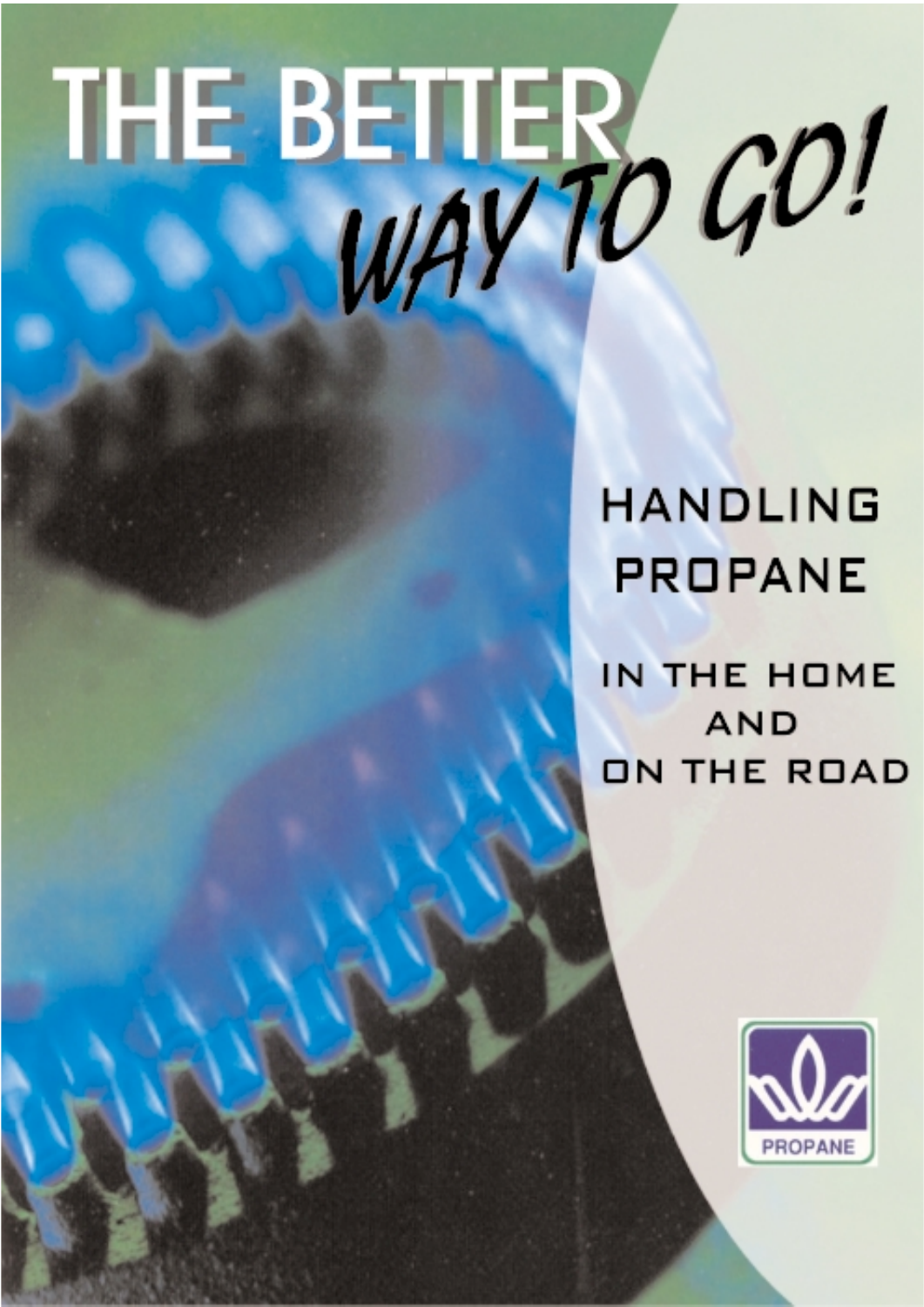# THE BETTER *WAY TO GO!*

## HANDLING PROPANE

### IN THE HOME AND ON THE ROAD

PROPANE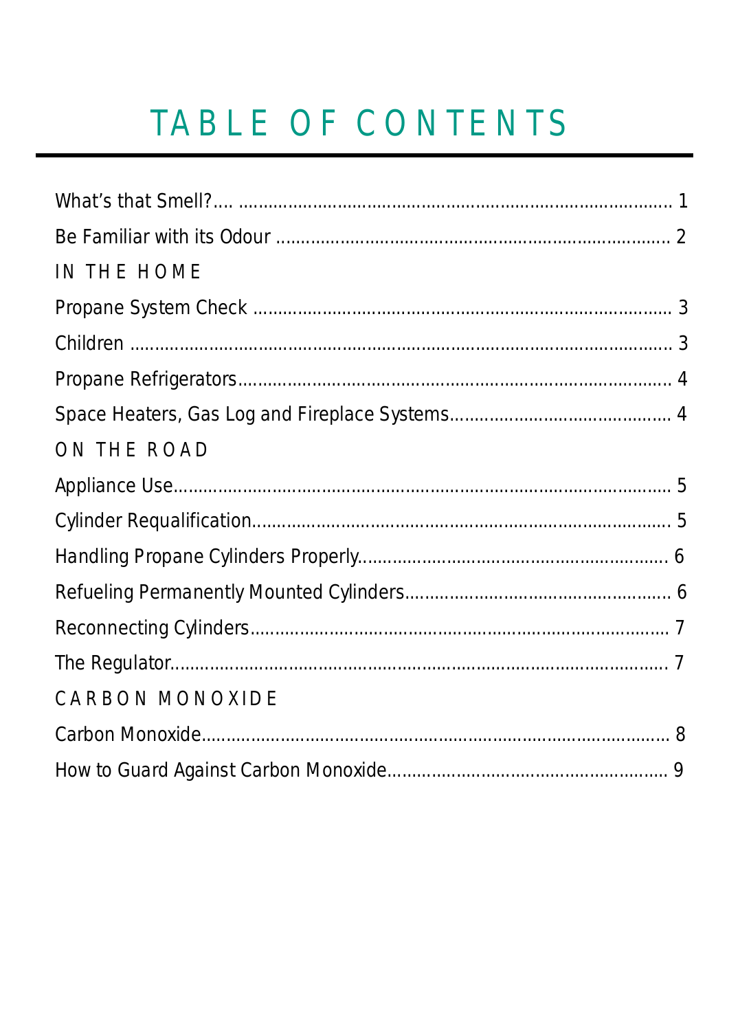# TABLE OF CONTENTS

What's that Smell?.... .......................................................................................... 1

Be Familiar with its Odour ................................................................................ 2

IN THE HOME

Propane System Check ..................................................................................... 3

Children ............................................................................................................. 3

Propane Refrigerators......................................................................................... 4

Space Heaters, Gas Log and Fireplace Systems............................................. 4

ON THE ROAD

Appliance Use..................................................................................................... 5

Cylinder Requalification..................................................................................... 5

Handling Propane Cylinders Properly............................................................... 6

Refueling Permanently Mounted Cylinders...................................................... 6

Reconnecting Cylinders..................................................................................... 7

The Regulator..................................................................................................... 7

CARBON MONOXIDE

Carbon Monoxide............................................................................................... 8

How to Guard Against Carbon Monoxide.......................................................... 9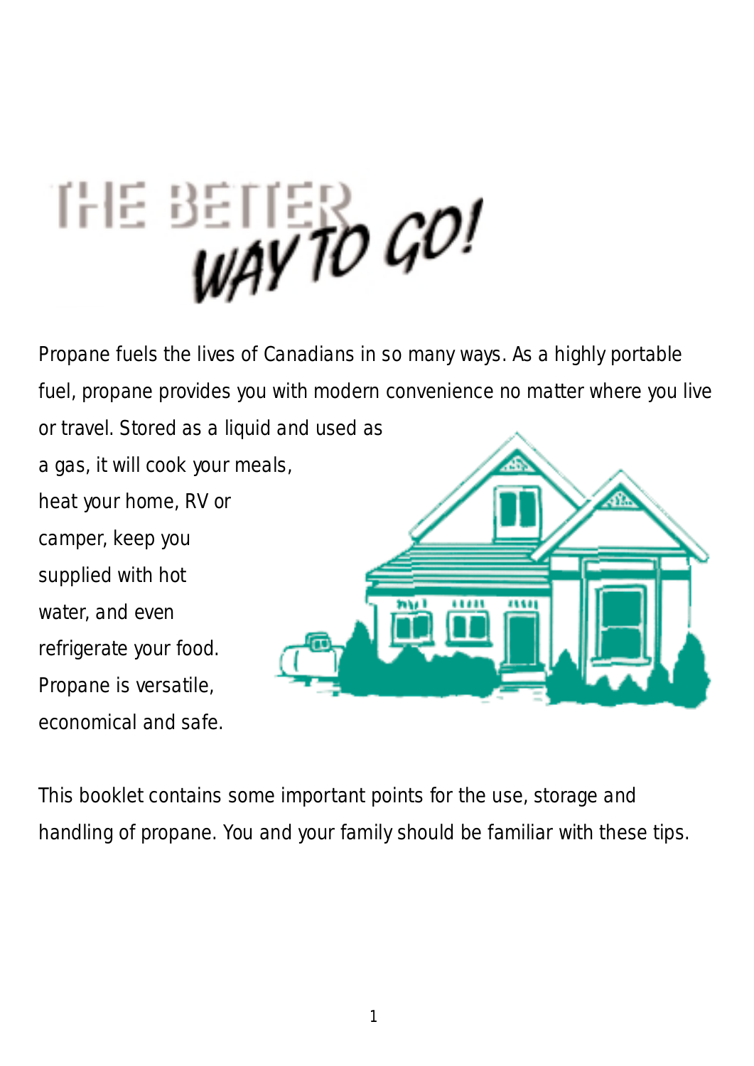# THE BETTER WAY TO GO!

Propane fuels the lives of Canadians in so many ways. As a highly portable fuel, propane provides you with modern convenience no matter where you live or travel. Stored as a liquid and used as a gas, it will cook your meals, heat your home, RV or camper, keep you supplied with hot water, and even refrigerate your food. Propane is versatile, economical and safe.

This booklet contains some important points for the use, storage and handling of propane. You and your family should be familiar with these tips.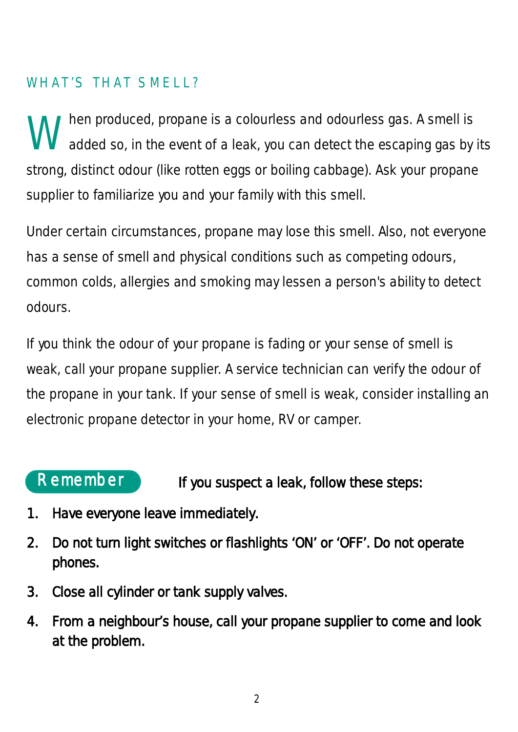## WHAT'S THAT SMELL?

When produced, propane is a colourless and odourless gas. A smell is added so, in the event of a leak, you can detect the escaping gas by its strong, distinct odour (like rotten eggs or boiling cabbage). Ask your propane supplier to familiarize you and your family with this smell.

Under certain circumstances, propane may lose this smell. Also, not everyone has a sense of smell and physical conditions such as competing odours, common colds, allergies and smoking may lessen a person's ability to detect odours.

If you think the odour of your propane is fading or your sense of smell is weak, call your propane supplier. A service technician can verify the odour of the propane in your tank. If your sense of smell is weak, consider installing an electronic propane detector in your home, RV or camper.

**Remember** **If you suspect a leak, follow these steps:**

1. **Have everyone leave immediately.**
2. **Do not turn light switches or flashlights 'ON' or 'OFF'. Do not operate phones.**
3. **Close all cylinder or tank supply valves.**
4. **From a neighbour's house, call your propane supplier to come and look at the problem.**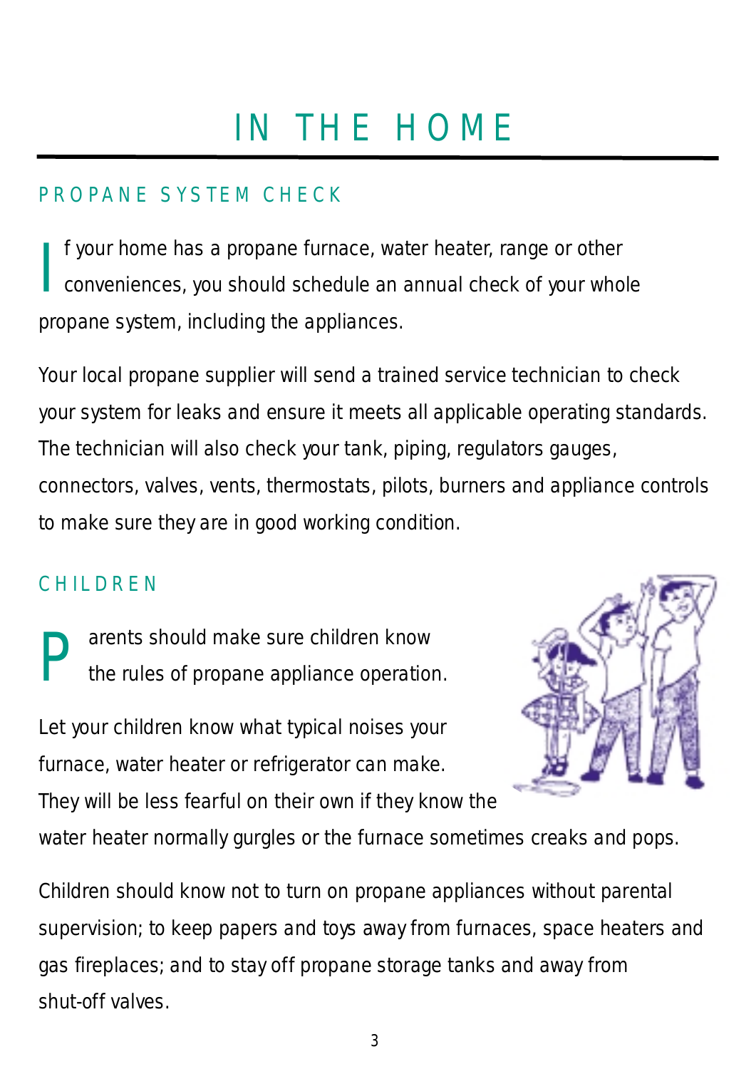# IN THE HOME

## PROPANE SYSTEM CHECK

If your home has a propane furnace, water heater, range or other conveniences, you should schedule an annual check of your whole propane system, including the appliances.

Your local propane supplier will send a trained service technician to check your system for leaks and ensure it meets all applicable operating standards. The technician will also check your tank, piping, regulators gauges, connectors, valves, vents, thermostats, pilots, burners and appliance controls to make sure they are in good working condition.

## CHILDREN

Parents should make sure children know the rules of propane appliance operation.

Let your children know what typical noises your furnace, water heater or refrigerator can make. They will be less fearful on their own if they know the water heater normally gurgles or the furnace sometimes creaks and pops.

Children should know not to turn on propane appliances without parental supervision; to keep papers and toys away from furnaces, space heaters and gas fireplaces; and to stay off propane storage tanks and away from shut-off valves.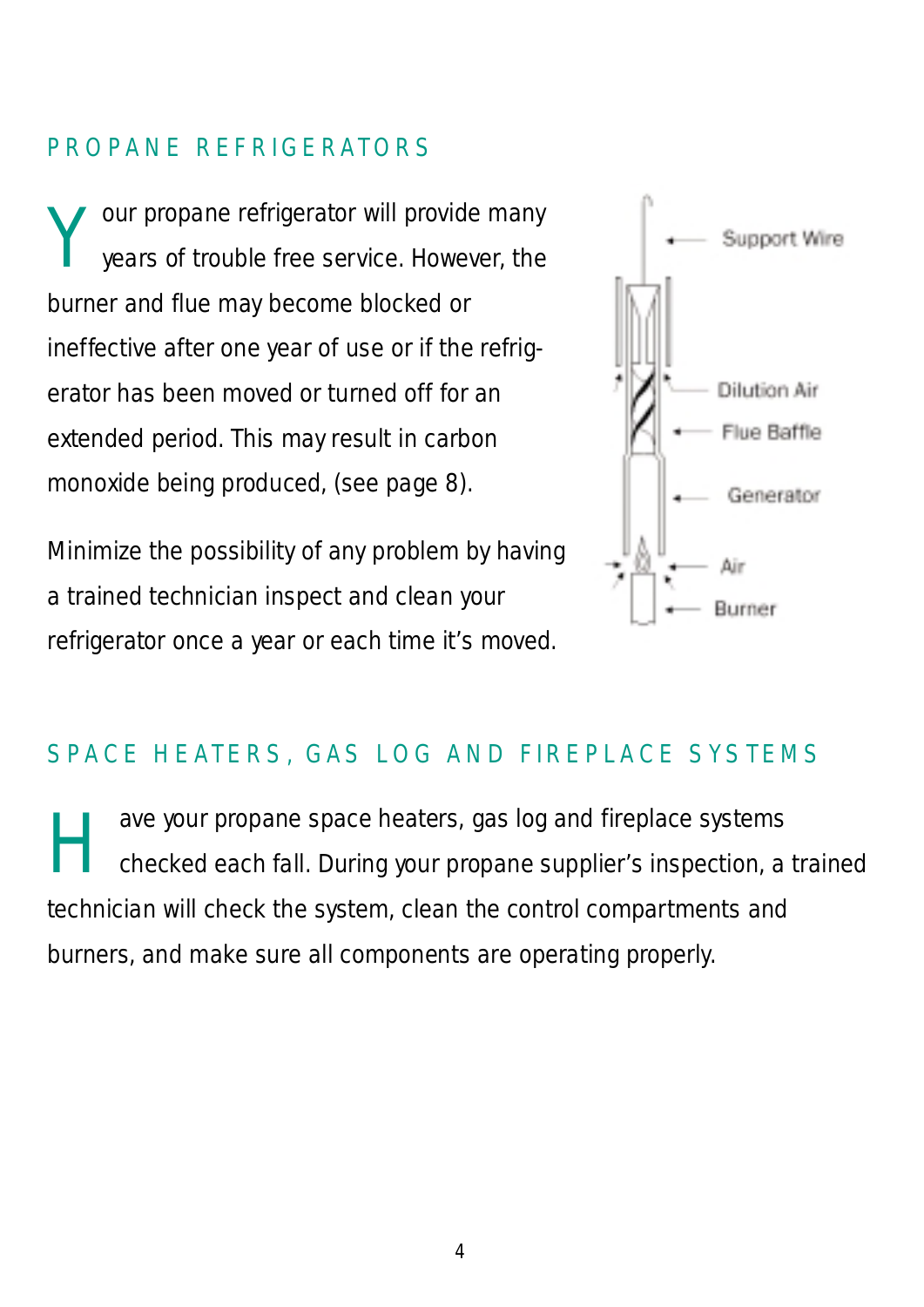## PROPANE REFRIGERATORS

Your propane refrigerator will provide many years of trouble free service. However, the burner and flue may become blocked or ineffective after one year of use or if the refrigerator has been moved or turned off for an extended period. This may result in carbon monoxide being produced, (see page 8).

Minimize the possibility of any problem by having a trained technician inspect and clean your refrigerator once a year or each time it's moved.

Support Wire

Dilution Air

Flue Baffle

Generator

Air

Burner

## SPACE HEATERS, GAS LOG AND FIREPLACE SYSTEMS

Have your propane space heaters, gas log and fireplace systems checked each fall. During your propane supplier's inspection, a trained technician will check the system, clean the control compartments and burners, and make sure all components are operating properly.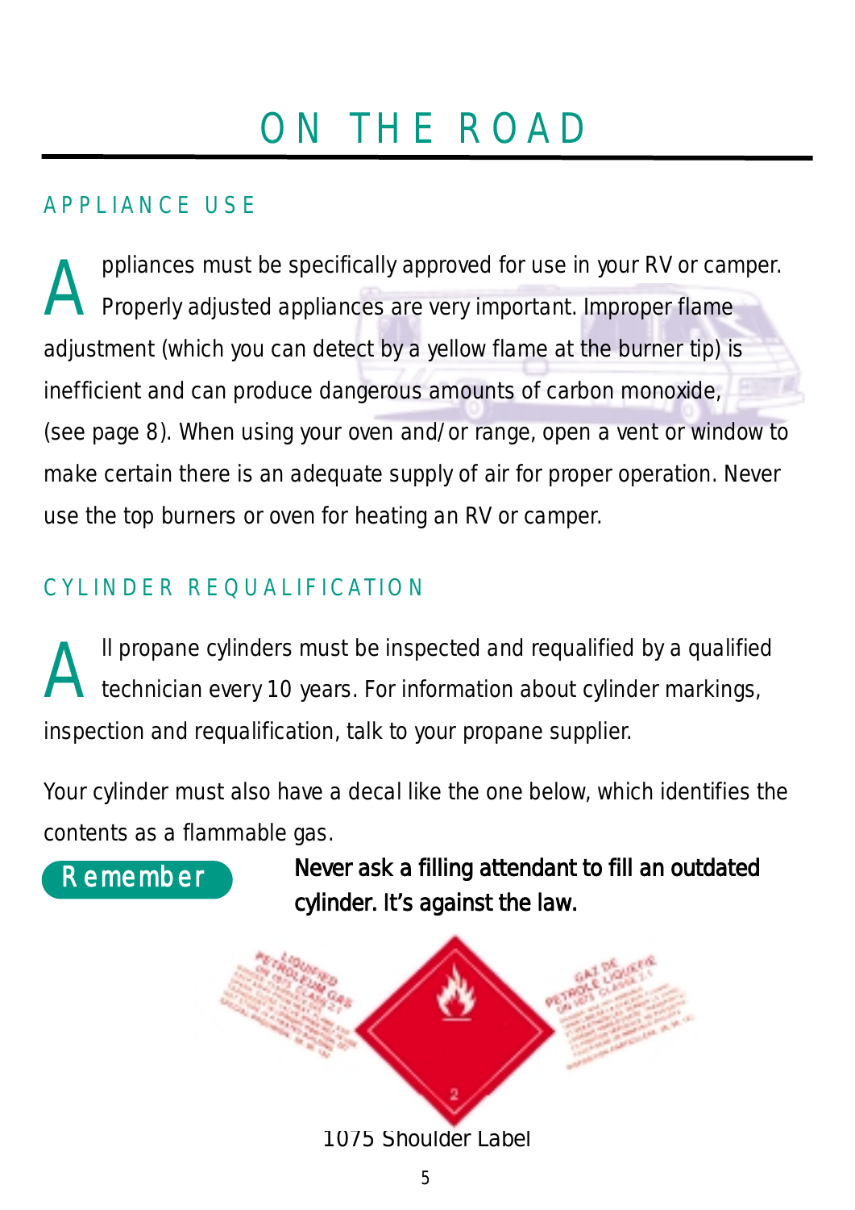# ON THE ROAD

## APPLIANCE USE

Appliances must be specifically approved for use in your RV or camper. Properly adjusted appliances are very important. Improper flame adjustment (which you can detect by a yellow flame at the burner tip) is inefficient and can produce dangerous amounts of carbon monoxide, (see page 8). When using your oven and/or range, open a vent or window to make certain there is an adequate supply of air for proper operation. Never use the top burners or oven for heating an RV or camper.

## CYLINDER REQUALIFICATION

All propane cylinders must be inspected and requalified by a qualified technician every 10 years. For information about cylinder markings, inspection and requalification, talk to your propane supplier.

Your cylinder must also have a decal like the one below, which identifies the contents as a flammable gas.

**Remember** — **Never ask a filling attendant to fill an outdated cylinder. It's against the law.**

1075 Shoulder Label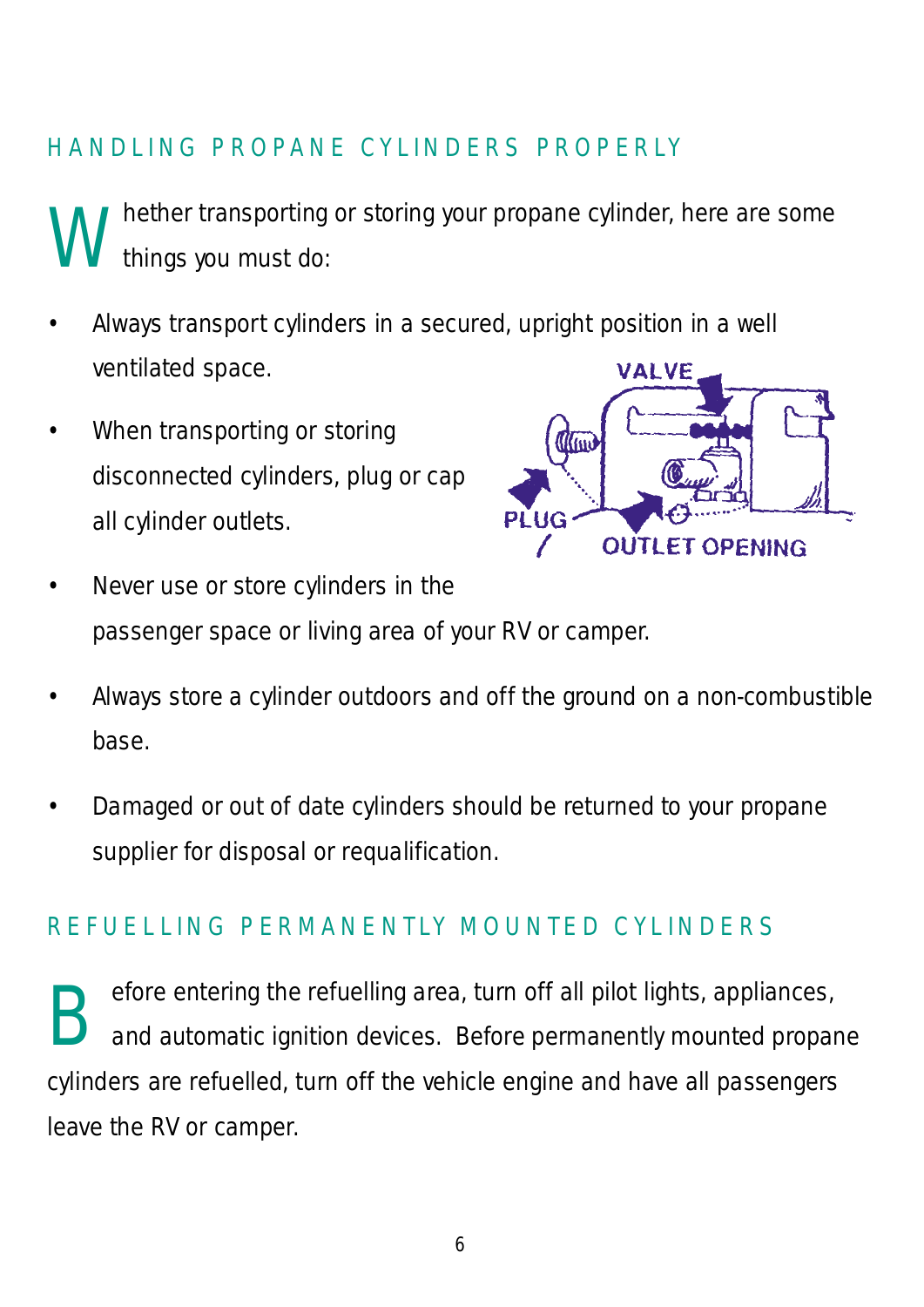## HANDLING PROPANE CYLINDERS PROPERLY

Whether transporting or storing your propane cylinder, here are some things you must do:

- Always transport cylinders in a secured, upright position in a well ventilated space.
- When transporting or storing disconnected cylinders, plug or cap all cylinder outlets.
- Never use or store cylinders in the passenger space or living area of your RV or camper.
- Always store a cylinder outdoors and off the ground on a non-combustible base.
- Damaged or out of date cylinders should be returned to your propane supplier for disposal or requalification.

## REFUELLING PERMANENTLY MOUNTED CYLINDERS

Before entering the refuelling area, turn off all pilot lights, appliances, and automatic ignition devices. Before permanently mounted propane cylinders are refuelled, turn off the vehicle engine and have all passengers leave the RV or camper.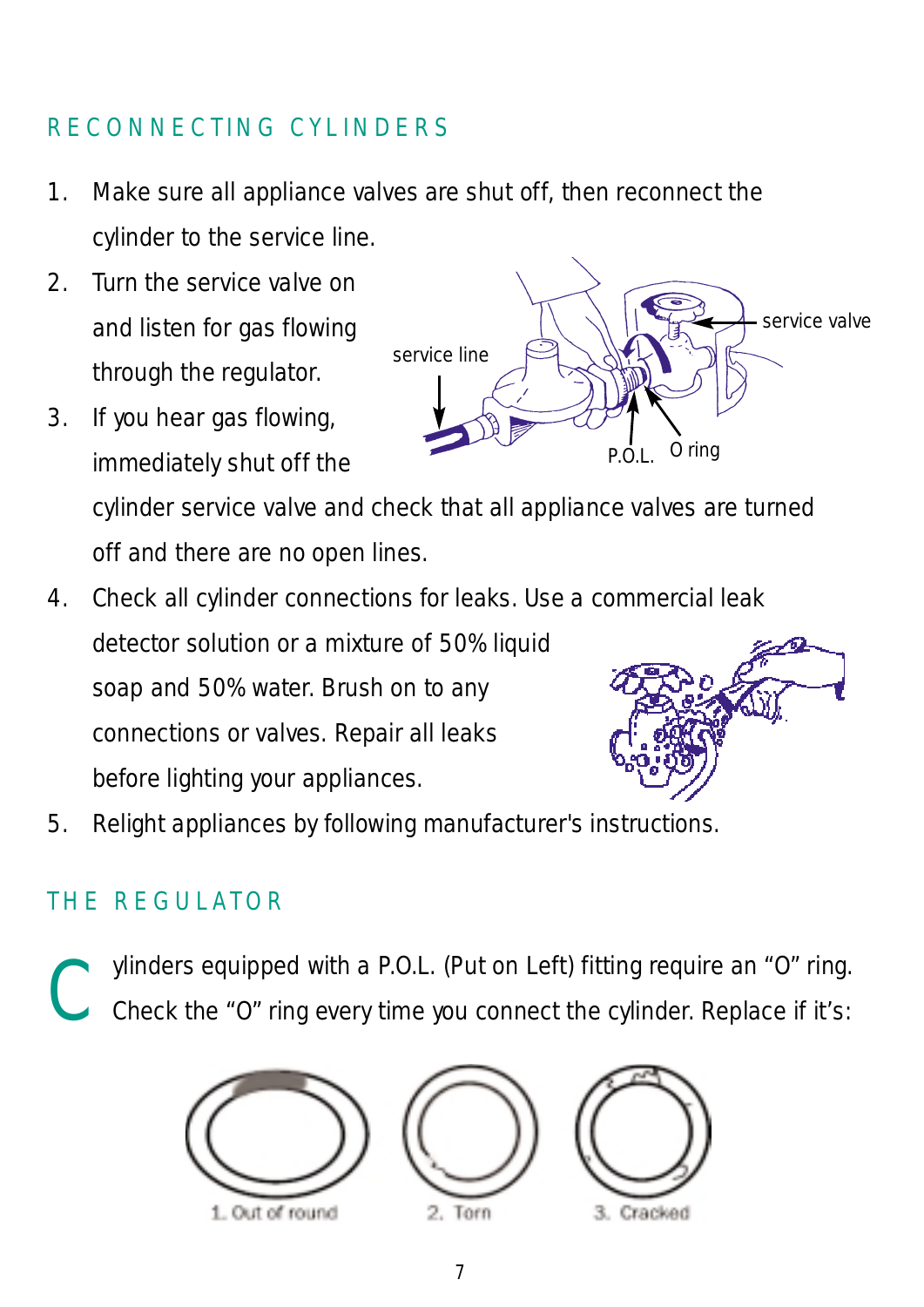## RECONNECTING CYLINDERS

1. Make sure all appliance valves are shut off, then reconnect the cylinder to the service line.
2. Turn the service valve on and listen for gas flowing through the regulator.
3. If you hear gas flowing, immediately shut off the cylinder service valve and check that all appliance valves are turned off and there are no open lines.
4. Check all cylinder connections for leaks. Use a commercial leak detector solution or a mixture of 50% liquid soap and 50% water. Brush on to any connections or valves. Repair all leaks before lighting your appliances.
5. Relight appliances by following manufacturer's instructions.

## THE REGULATOR

Cylinders equipped with a P.O.L. (Put on Left) fitting require an "O" ring. Check the "O" ring every time you connect the cylinder. Replace if it's:

1. Out of round
2. Torn
3. Cracked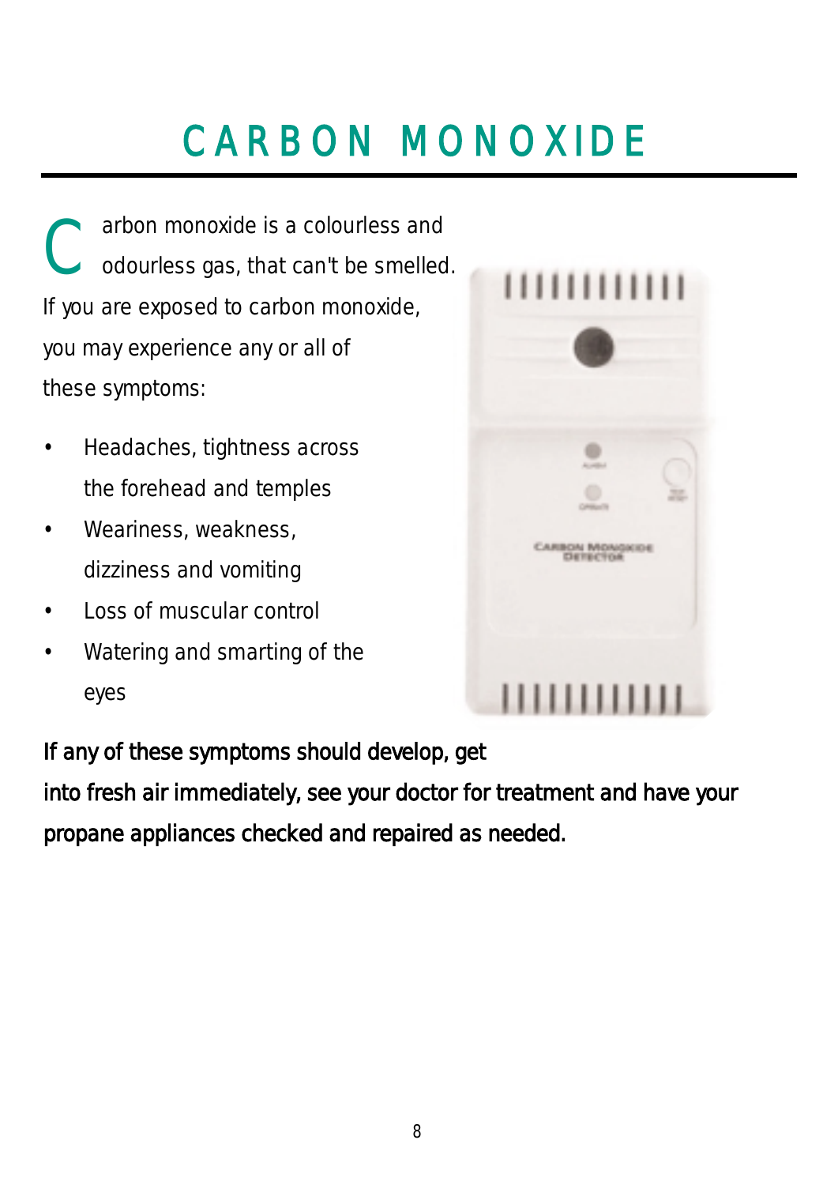# CARBON MONOXIDE

Carbon monoxide is a colourless and odourless gas, that can't be smelled. If you are exposed to carbon monoxide, you may experience any or all of these symptoms:

- Headaches, tightness across the forehead and temples
- Weariness, weakness, dizziness and vomiting
- Loss of muscular control
- Watering and smarting of the eyes

If any of these symptoms should develop, get into fresh air immediately, see your doctor for treatment and have your propane appliances checked and repaired as needed.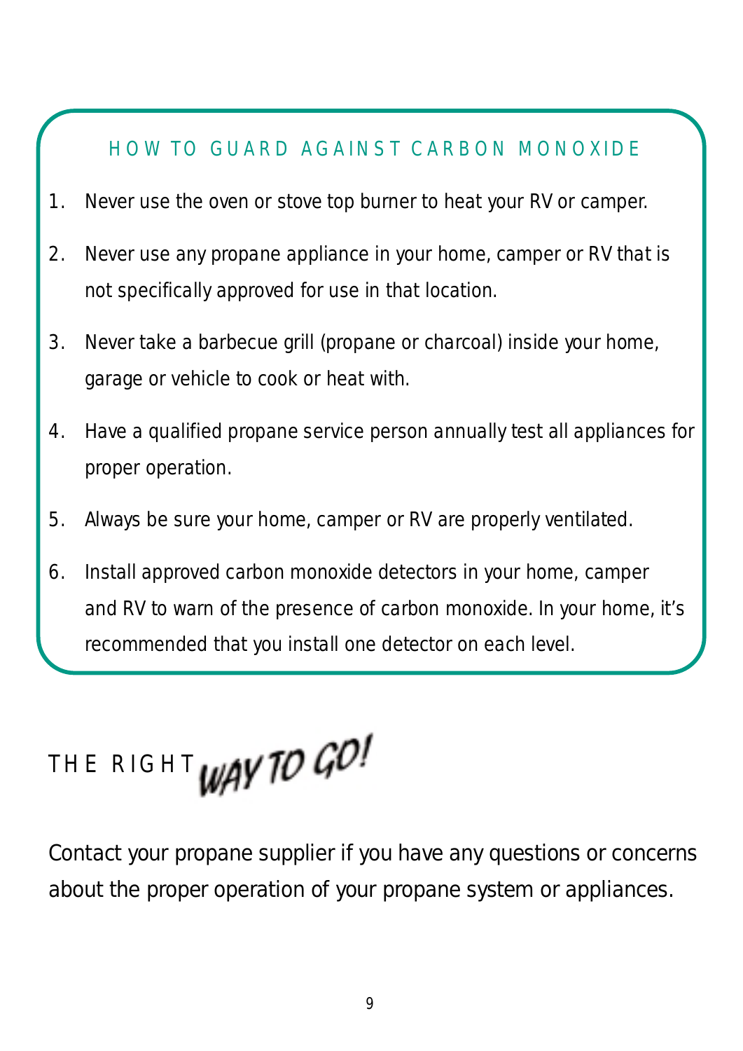## HOW TO GUARD AGAINST CARBON MONOXIDE

1. Never use the oven or stove top burner to heat your RV or camper.
2. Never use any propane appliance in your home, camper or RV that is not specifically approved for use in that location.
3. Never take a barbecue grill (propane or charcoal) inside your home, garage or vehicle to cook or heat with.
4. Have a qualified propane service person annually test all appliances for proper operation.
5. Always be sure your home, camper or RV are properly ventilated.
6. Install approved carbon monoxide detectors in your home, camper and RV to warn of the presence of carbon monoxide. In your home, it's recommended that you install one detector on each level.

## THE RIGHT WAY TO GO!

Contact your propane supplier if you have any questions or concerns about the proper operation of your propane system or appliances.